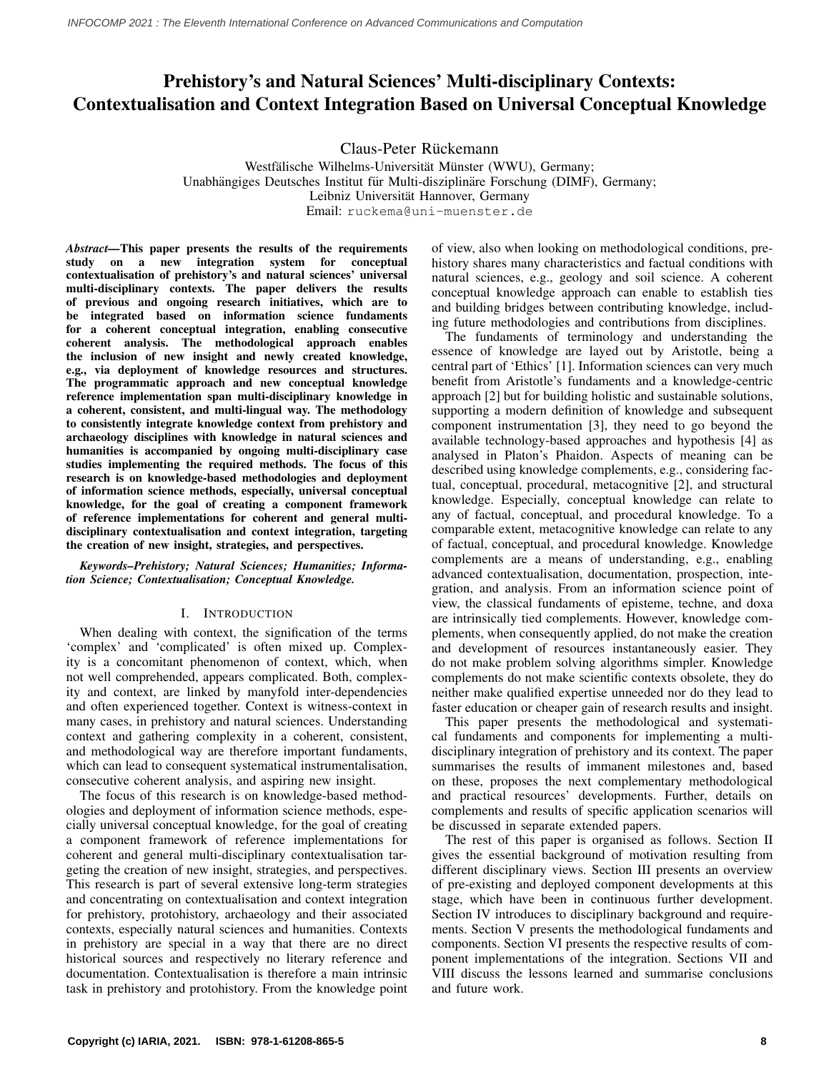# Prehistory's and Natural Sciences' Multi-disciplinary Contexts: Contextualisation and Context Integration Based on Universal Conceptual Knowledge

Claus-Peter Rückemann

Westfälische Wilhelms-Universität Münster (WWU), Germany;
Unabhängiges Deutsches Institut für Multi-disziplinäre Forschung (DIMF), Germany;
Leibniz Universität Hannover, Germany
Email: ruckema@uni-muenster.de

***Abstract*—This paper presents the results of the requirements study on a new integration system for conceptual contextualisation of prehistory's and natural sciences' universal multi-disciplinary contexts. The paper delivers the results of previous and ongoing research initiatives, which are to be integrated based on information science fundaments for a coherent conceptual integration, enabling consecutive coherent analysis. The methodological approach enables the inclusion of new insight and newly created knowledge, e.g., via deployment of knowledge resources and structures. The programmatic approach and new conceptual knowledge reference implementation span multi-disciplinary knowledge in a coherent, consistent, and multi-lingual way. The methodology to consistently integrate knowledge context from prehistory and archaeology disciplines with knowledge in natural sciences and humanities is accompanied by ongoing multi-disciplinary case studies implementing the required methods. The focus of this research is on knowledge-based methodologies and deployment of information science methods, especially, universal conceptual knowledge, for the goal of creating a component framework of reference implementations for coherent and general multi-disciplinary contextualisation and context integration, targeting the creation of new insight, strategies, and perspectives.**

***Keywords*–*Prehistory; Natural Sciences; Humanities; Information Science; Contextualisation; Conceptual Knowledge.***

## I. INTRODUCTION

When dealing with context, the signification of the terms 'complex' and 'complicated' is often mixed up. Complexity is a concomitant phenomenon of context, which, when not well comprehended, appears complicated. Both, complexity and context, are linked by manyfold inter-dependencies and often experienced together. Context is witness-context in many cases, in prehistory and natural sciences. Understanding context and gathering complexity in a coherent, consistent, and methodological way are therefore important fundaments, which can lead to consequent systematical instrumentalisation, consecutive coherent analysis, and aspiring new insight.

The focus of this research is on knowledge-based methodologies and deployment of information science methods, especially universal conceptual knowledge, for the goal of creating a component framework of reference implementations for coherent and general multi-disciplinary contextualisation targeting the creation of new insight, strategies, and perspectives. This research is part of several extensive long-term strategies and concentrating on contextualisation and context integration for prehistory, protohistory, archaeology and their associated contexts, especially natural sciences and humanities. Contexts in prehistory are special in a way that there are no direct historical sources and respectively no literary reference and documentation. Contextualisation is therefore a main intrinsic task in prehistory and protohistory. From the knowledge point of view, also when looking on methodological conditions, prehistory shares many characteristics and factual conditions with natural sciences, e.g., geology and soil science. A coherent conceptual knowledge approach can enable to establish ties and building bridges between contributing knowledge, including future methodologies and contributions from disciplines.

The fundaments of terminology and understanding the essence of knowledge are layed out by Aristotle, being a central part of 'Ethics' [1]. Information sciences can very much benefit from Aristotle's fundaments and a knowledge-centric approach [2] but for building holistic and sustainable solutions, supporting a modern definition of knowledge and subsequent component instrumentation [3], they need to go beyond the available technology-based approaches and hypothesis [4] as analysed in Platon's Phaidon. Aspects of meaning can be described using knowledge complements, e.g., considering factual, conceptual, procedural, metacognitive [2], and structural knowledge. Especially, conceptual knowledge can relate to any of factual, conceptual, and procedural knowledge. To a comparable extent, metacognitive knowledge can relate to any of factual, conceptual, and procedural knowledge. Knowledge complements are a means of understanding, e.g., enabling advanced contextualisation, documentation, prospection, integration, and analysis. From an information science point of view, the classical fundaments of episteme, techne, and doxa are intrinsically tied complements. However, knowledge complements, when consequently applied, do not make the creation and development of resources instantaneously easier. They do not make problem solving algorithms simpler. Knowledge complements do not make scientific contexts obsolete, they do neither make qualified expertise unneeded nor do they lead to faster education or cheaper gain of research results and insight.

This paper presents the methodological and systematical fundaments and components for implementing a multi-disciplinary integration of prehistory and its context. The paper summarises the results of immanent milestones and, based on these, proposes the next complementary methodological and practical resources' developments. Further, details on complements and results of specific application scenarios will be discussed in separate extended papers.

The rest of this paper is organised as follows. Section II gives the essential background of motivation resulting from different disciplinary views. Section III presents an overview of pre-existing and deployed component developments at this stage, which have been in continuous further development. Section IV introduces to disciplinary background and requirements. Section V presents the methodological fundaments and components. Section VI presents the respective results of component implementations of the integration. Sections VII and VIII discuss the lessons learned and summarise conclusions and future work.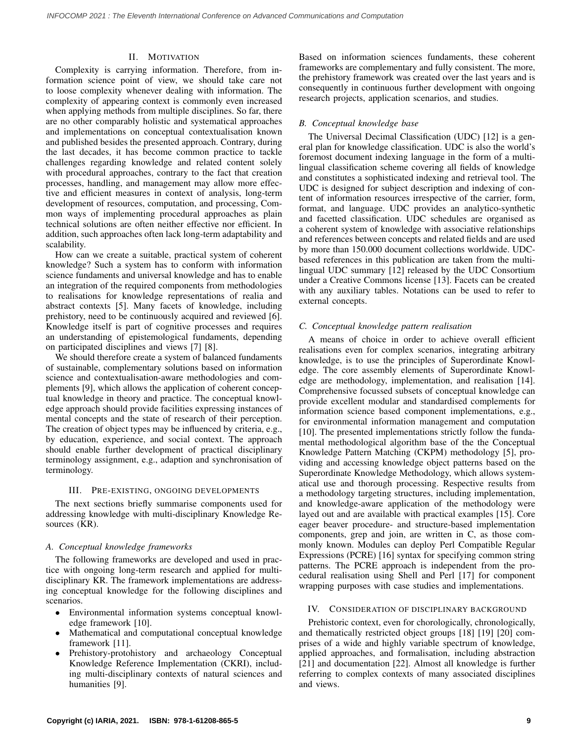## II. Motivation

Complexity is carrying information. Therefore, from information science point of view, we should take care not to loose complexity whenever dealing with information. The complexity of appearing context is commonly even increased when applying methods from multiple disciplines. So far, there are no other comparably holistic and systematical approaches and implementations on conceptual contextualisation known and published besides the presented approach. Contrary, during the last decades, it has become common practice to tackle challenges regarding knowledge and related content solely with procedural approaches, contrary to the fact that creation processes, handling, and management may allow more effective and efficient measures in context of analysis, long-term development of resources, computation, and processing, Common ways of implementing procedural approaches as plain technical solutions are often neither effective nor efficient. In addition, such approaches often lack long-term adaptability and scalability.

How can we create a suitable, practical system of coherent knowledge? Such a system has to conform with information science fundaments and universal knowledge and has to enable an integration of the required components from methodologies to realisations for knowledge representations of realia and abstract contexts [5]. Many facets of knowledge, including prehistory, need to be continuously acquired and reviewed [6]. Knowledge itself is part of cognitive processes and requires an understanding of epistemological fundaments, depending on participated disciplines and views [7] [8].

We should therefore create a system of balanced fundaments of sustainable, complementary solutions based on information science and contextualisation-aware methodologies and complements [9], which allows the application of coherent conceptual knowledge in theory and practice. The conceptual knowledge approach should provide facilities expressing instances of mental concepts and the state of research of their perception. The creation of object types may be influenced by criteria, e.g., by education, experience, and social context. The approach should enable further development of practical disciplinary terminology assignment, e.g., adaption and synchronisation of terminology.

## III. Pre-existing, ongoing developments

The next sections briefly summarise components used for addressing knowledge with multi-disciplinary Knowledge Resources (KR).

### A. Conceptual knowledge frameworks

The following frameworks are developed and used in practice with ongoing long-term research and applied for multi-disciplinary KR. The framework implementations are addressing conceptual knowledge for the following disciplines and scenarios.

- Environmental information systems conceptual knowledge framework [10].
- Mathematical and computational conceptual knowledge framework [11].
- Prehistory-protohistory and archaeology Conceptual Knowledge Reference Implementation (CKRI), including multi-disciplinary contexts of natural sciences and humanities [9].

Based on information sciences fundaments, these coherent frameworks are complementary and fully consistent. The more, the prehistory framework was created over the last years and is consequently in continuous further development with ongoing research projects, application scenarios, and studies.

### B. Conceptual knowledge base

The Universal Decimal Classification (UDC) [12] is a general plan for knowledge classification. UDC is also the world's foremost document indexing language in the form of a multi-lingual classification scheme covering all fields of knowledge and constitutes a sophisticated indexing and retrieval tool. The UDC is designed for subject description and indexing of content of information resources irrespective of the carrier, form, format, and language. UDC provides an analytico-synthetic and facetted classification. UDC schedules are organised as a coherent system of knowledge with associative relationships and references between concepts and related fields and are used by more than 150.000 document collections worldwide. UDC-based references in this publication are taken from the multi-lingual UDC summary [12] released by the UDC Consortium under a Creative Commons license [13]. Facets can be created with any auxiliary tables. Notations can be used to refer to external concepts.

### C. Conceptual knowledge pattern realisation

A means of choice in order to achieve overall efficient realisations even for complex scenarios, integrating arbitrary knowledge, is to use the principles of Superordinate Knowledge. The core assembly elements of Superordinate Knowledge are methodology, implementation, and realisation [14]. Comprehensive focussed subsets of conceptual knowledge can provide excellent modular and standardised complements for information science based component implementations, e.g., for environmental information management and computation [10]. The presented implementations strictly follow the fundamental methodological algorithm base of the the Conceptual Knowledge Pattern Matching (CKPM) methodology [5], providing and accessing knowledge object patterns based on the Superordinate Knowledge Methodology, which allows systematical use and thorough processing. Respective results from a methodology targeting structures, including implementation, and knowledge-aware application of the methodology were layed out and are available with practical examples [15]. Core eager beaver procedure- and structure-based implementation components, grep and join, are written in C, as those commonly known. Modules can deploy Perl Compatible Regular Expressions (PCRE) [16] syntax for specifying common string patterns. The PCRE approach is independent from the procedural realisation using Shell and Perl [17] for component wrapping purposes with case studies and implementations.

## IV. Consideration of disciplinary background

Prehistoric context, even for chorologically, chronologically, and thematically restricted object groups [18] [19] [20] comprises of a wide and highly variable spectrum of knowledge, applied approaches, and formalisation, including abstraction [21] and documentation [22]. Almost all knowledge is further referring to complex contexts of many associated disciplines and views.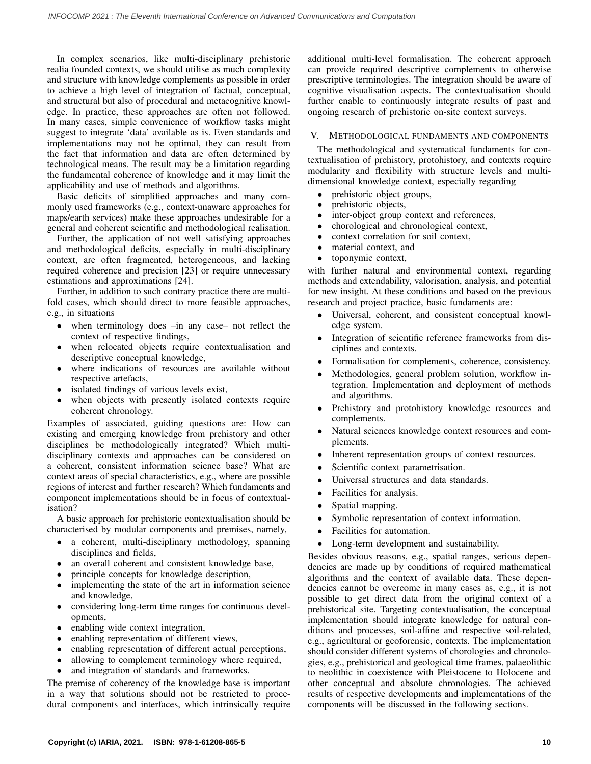In complex scenarios, like multi-disciplinary prehistoric realia founded contexts, we should utilise as much complexity and structure with knowledge complements as possible in order to achieve a high level of integration of factual, conceptual, and structural but also of procedural and metacognitive knowledge. In practice, these approaches are often not followed. In many cases, simple convenience of workflow tasks might suggest to integrate 'data' available as is. Even standards and implementations may not be optimal, they can result from the fact that information and data are often determined by technological means. The result may be a limitation regarding the fundamental coherence of knowledge and it may limit the applicability and use of methods and algorithms.

Basic deficits of simplified approaches and many commonly used frameworks (e.g., context-unaware approaches for maps/earth services) make these approaches undesirable for a general and coherent scientific and methodological realisation.

Further, the application of not well satisfying approaches and methodological deficits, especially in multi-disciplinary context, are often fragmented, heterogeneous, and lacking required coherence and precision [23] or require unnecessary estimations and approximations [24].

Further, in addition to such contrary practice there are multifold cases, which should direct to more feasible approaches, e.g., in situations

- when terminology does –in any case– not reflect the context of respective findings,
- when relocated objects require contextualisation and descriptive conceptual knowledge,
- where indications of resources are available without respective artefacts,
- isolated findings of various levels exist,
- when objects with presently isolated contexts require coherent chronology.

Examples of associated, guiding questions are: How can existing and emerging knowledge from prehistory and other disciplines be methodologically integrated? Which multi-disciplinary contexts and approaches can be considered on a coherent, consistent information science base? What are context areas of special characteristics, e.g., where are possible regions of interest and further research? Which fundaments and component implementations should be in focus of contextualisation?

A basic approach for prehistoric contextualisation should be characterised by modular components and premises, namely,

- a coherent, multi-disciplinary methodology, spanning disciplines and fields,
- an overall coherent and consistent knowledge base,
- principle concepts for knowledge description,
- implementing the state of the art in information science and knowledge,
- considering long-term time ranges for continuous developments,
- enabling wide context integration,
- enabling representation of different views,
- enabling representation of different actual perceptions,
- allowing to complement terminology where required,
- and integration of standards and frameworks.

The premise of coherency of the knowledge base is important in a way that solutions should not be restricted to procedural components and interfaces, which intrinsically require additional multi-level formalisation. The coherent approach can provide required descriptive complements to otherwise prescriptive terminologies. The integration should be aware of cognitive visualisation aspects. The contextualisation should further enable to continuously integrate results of past and ongoing research of prehistoric on-site context surveys.

## V. Methodological fundaments and components

The methodological and systematical fundaments for contextualisation of prehistory, protohistory, and contexts require modularity and flexibility with structure levels and multi-dimensional knowledge context, especially regarding

- prehistoric object groups,
- prehistoric objects,
- inter-object group context and references,
- chorological and chronological context,
- context correlation for soil context,
- material context, and
- toponymic context,

with further natural and environmental context, regarding methods and extendability, valorisation, analysis, and potential for new insight. At these conditions and based on the previous research and project practice, basic fundaments are:

- Universal, coherent, and consistent conceptual knowledge system.
- Integration of scientific reference frameworks from disciplines and contexts.
- Formalisation for complements, coherence, consistency.
- Methodologies, general problem solution, workflow integration. Implementation and deployment of methods and algorithms.
- Prehistory and protohistory knowledge resources and complements.
- Natural sciences knowledge context resources and complements.
- Inherent representation groups of context resources.
- Scientific context parametrisation.
- Universal structures and data standards.
- Facilities for analysis.
- Spatial mapping.
- Symbolic representation of context information.
- Facilities for automation.
- Long-term development and sustainability.

Besides obvious reasons, e.g., spatial ranges, serious dependencies are made up by conditions of required mathematical algorithms and the context of available data. These dependencies cannot be overcome in many cases as, e.g., it is not possible to get direct data from the original context of a prehistorical site. Targeting contextualisation, the conceptual implementation should integrate knowledge for natural conditions and processes, soil-affine and respective soil-related, e.g., agricultural or geoforensic, contexts. The implementation should consider different systems of chorologies and chronologies, e.g., prehistorical and geological time frames, palaeolithic to neolithic in coexistence with Pleistocene to Holocene and other conceptual and absolute chronologies. The achieved results of respective developments and implementations of the components will be discussed in the following sections.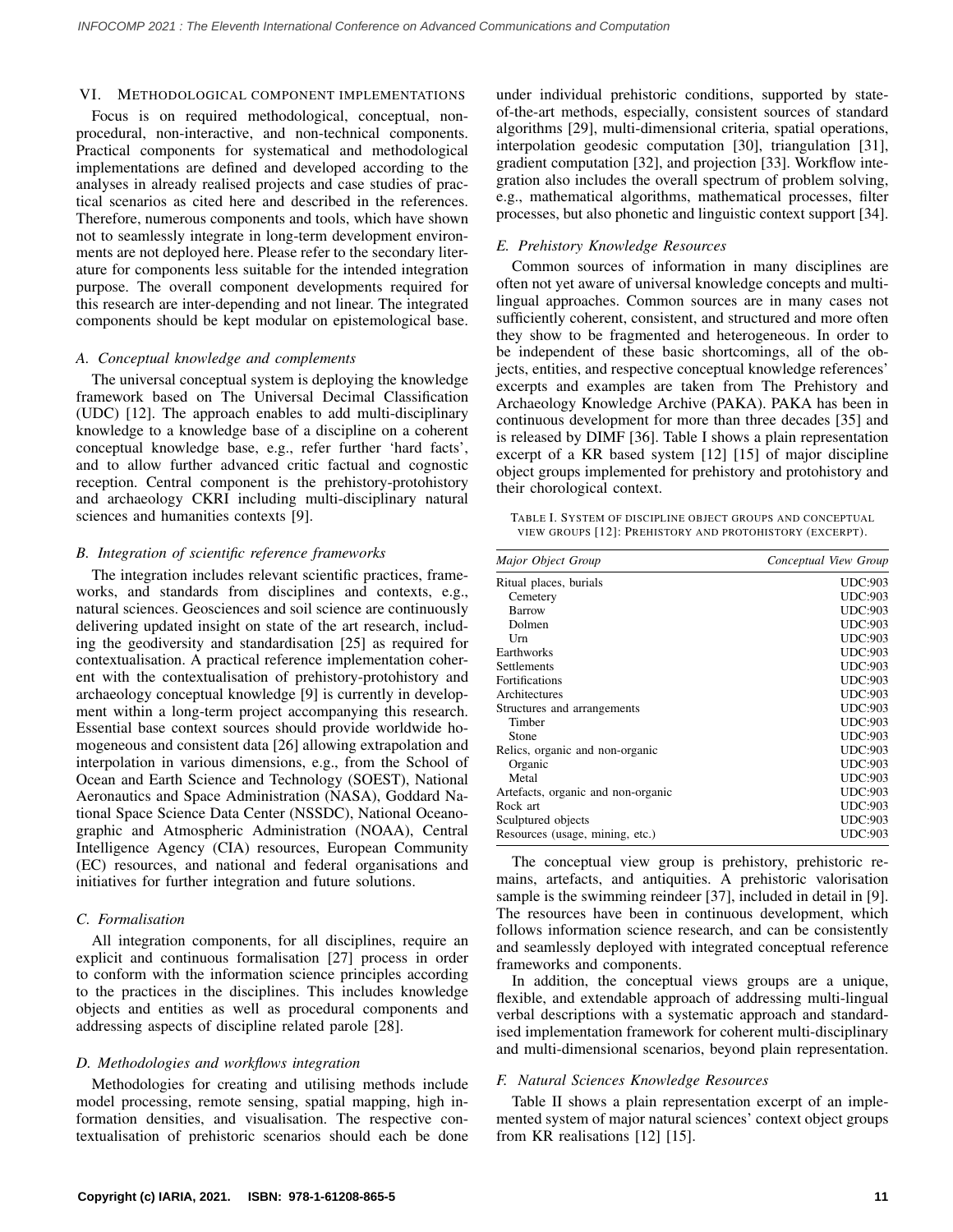## VI. Methodological Component Implementations

Focus is on required methodological, conceptual, non-procedural, non-interactive, and non-technical components. Practical components for systematical and methodological implementations are defined and developed according to the analyses in already realised projects and case studies of practical scenarios as cited here and described in the references. Therefore, numerous components and tools, which have shown not to seamlessly integrate in long-term development environments are not deployed here. Please refer to the secondary literature for components less suitable for the intended integration purpose. The overall component developments required for this research are inter-depending and not linear. The integrated components should be kept modular on epistemological base.

### A. Conceptual knowledge and complements

The universal conceptual system is deploying the knowledge framework based on The Universal Decimal Classification (UDC) [12]. The approach enables to add multi-disciplinary knowledge to a knowledge base of a discipline on a coherent conceptual knowledge base, e.g., refer further 'hard facts', and to allow further advanced critic factual and cognostic reception. Central component is the prehistory-protohistory and archaeology CKRI including multi-disciplinary natural sciences and humanities contexts [9].

### B. Integration of scientific reference frameworks

The integration includes relevant scientific practices, frameworks, and standards from disciplines and contexts, e.g., natural sciences. Geosciences and soil science are continuously delivering updated insight on state of the art research, including the geodiversity and standardisation [25] as required for contextualisation. A practical reference implementation coherent with the contextualisation of prehistory-protohistory and archaeology conceptual knowledge [9] is currently in development within a long-term project accompanying this research. Essential base context sources should provide worldwide homogeneous and consistent data [26] allowing extrapolation and interpolation in various dimensions, e.g., from the School of Ocean and Earth Science and Technology (SOEST), National Aeronautics and Space Administration (NASA), Goddard National Space Science Data Center (NSSDC), National Oceanographic and Atmospheric Administration (NOAA), Central Intelligence Agency (CIA) resources, European Community (EC) resources, and national and federal organisations and initiatives for further integration and future solutions.

### C. Formalisation

All integration components, for all disciplines, require an explicit and continuous formalisation [27] process in order to conform with the information science principles according to the practices in the disciplines. This includes knowledge objects and entities as well as procedural components and addressing aspects of discipline related parole [28].

### D. Methodologies and workflows integration

Methodologies for creating and utilising methods include model processing, remote sensing, spatial mapping, high information densities, and visualisation. The respective contextualisation of prehistoric scenarios should each be done under individual prehistoric conditions, supported by state-of-the-art methods, especially, consistent sources of standard algorithms [29], multi-dimensional criteria, spatial operations, interpolation geodesic computation [30], triangulation [31], gradient computation [32], and projection [33]. Workflow integration also includes the overall spectrum of problem solving, e.g., mathematical algorithms, mathematical processes, filter processes, but also phonetic and linguistic context support [34].

### E. Prehistory Knowledge Resources

Common sources of information in many disciplines are often not yet aware of universal knowledge concepts and multi-lingual approaches. Common sources are in many cases not sufficiently coherent, consistent, and structured and more often they show to be fragmented and heterogeneous. In order to be independent of these basic shortcomings, all of the objects, entities, and respective conceptual knowledge references' excerpts and examples are taken from The Prehistory and Archaeology Knowledge Archive (PAKA). PAKA has been in continuous development for more than three decades [35] and is released by DIMF [36]. Table I shows a plain representation excerpt of a KR based system [12] [15] of major discipline object groups implemented for prehistory and protohistory and their chorological context.

TABLE I. SYSTEM OF DISCIPLINE OBJECT GROUPS AND CONCEPTUAL VIEW GROUPS [12]: PREHISTORY AND PROTOHISTORY (EXCERPT).

| *Major Object Group* | *Conceptual View Group* |
|---|---|
| Ritual places, burials | UDC:903 |
| Cemetery | UDC:903 |
| Barrow | UDC:903 |
| Dolmen | UDC:903 |
| Urn | UDC:903 |
| Earthworks | UDC:903 |
| Settlements | UDC:903 |
| Fortifications | UDC:903 |
| Architectures | UDC:903 |
| Structures and arrangements | UDC:903 |
| Timber | UDC:903 |
| Stone | UDC:903 |
| Relics, organic and non-organic | UDC:903 |
| Organic | UDC:903 |
| Metal | UDC:903 |
| Artefacts, organic and non-organic | UDC:903 |
| Rock art | UDC:903 |
| Sculptured objects | UDC:903 |
| Resources (usage, mining, etc.) | UDC:903 |

The conceptual view group is prehistory, prehistoric remains, artefacts, and antiquities. A prehistoric valorisation sample is the swimming reindeer [37], included in detail in [9]. The resources have been in continuous development, which follows information science research, and can be consistently and seamlessly deployed with integrated conceptual reference frameworks and components.

In addition, the conceptual views groups are a unique, flexible, and extendable approach of addressing multi-lingual verbal descriptions with a systematic approach and standardised implementation framework for coherent multi-disciplinary and multi-dimensional scenarios, beyond plain representation.

### F. Natural Sciences Knowledge Resources

Table II shows a plain representation excerpt of an implemented system of major natural sciences' context object groups from KR realisations [12] [15].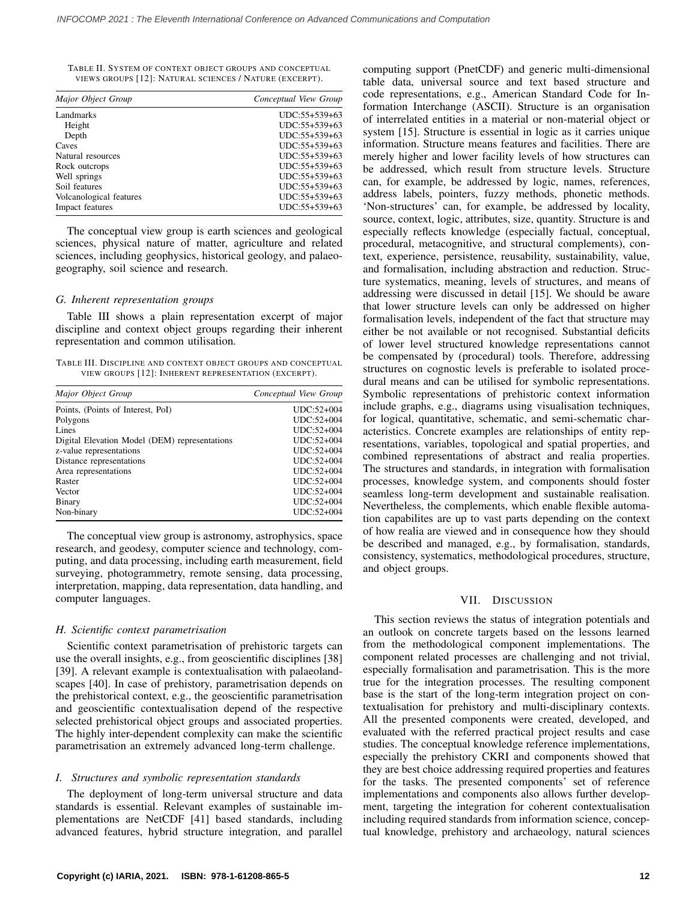TABLE II. SYSTEM OF CONTEXT OBJECT GROUPS AND CONCEPTUAL VIEWS GROUPS [12]: NATURAL SCIENCES / NATURE (EXCERPT).

| *Major Object Group* | *Conceptual View Group* |
|---|---|
| Landmarks | UDC:55+539+63 |
| Height | UDC:55+539+63 |
| Depth | UDC:55+539+63 |
| Caves | UDC:55+539+63 |
| Natural resources | UDC:55+539+63 |
| Rock outcrops | UDC:55+539+63 |
| Well springs | UDC:55+539+63 |
| Soil features | UDC:55+539+63 |
| Volcanological features | UDC:55+539+63 |
| Impact features | UDC:55+539+63 |

The conceptual view group is earth sciences and geological sciences, physical nature of matter, agriculture and related sciences, including geophysics, historical geology, and palaeogeography, soil science and research.

### *G. Inherent representation groups*

Table III shows a plain representation excerpt of major discipline and context object groups regarding their inherent representation and common utilisation.

TABLE III. DISCIPLINE AND CONTEXT OBJECT GROUPS AND CONCEPTUAL VIEW GROUPS [12]: INHERENT REPRESENTATION (EXCERPT).

| *Major Object Group* | *Conceptual View Group* |
|---|---|
| Points, (Points of Interest, PoI) | UDC:52+004 |
| Polygons | UDC:52+004 |
| Lines | UDC:52+004 |
| Digital Elevation Model (DEM) representations | UDC:52+004 |
| z-value representations | UDC:52+004 |
| Distance representations | UDC:52+004 |
| Area representations | UDC:52+004 |
| Raster | UDC:52+004 |
| Vector | UDC:52+004 |
| Binary | UDC:52+004 |
| Non-binary | UDC:52+004 |

The conceptual view group is astronomy, astrophysics, space research, and geodesy, computer science and technology, computing, and data processing, including earth measurement, field surveying, photogrammetry, remote sensing, data processing, interpretation, mapping, data representation, data handling, and computer languages.

### *H. Scientific context parametrisation*

Scientific context parametrisation of prehistoric targets can use the overall insights, e.g., from geoscientific disciplines [38] [39]. A relevant example is contextualisation with palaeolandscapes [40]. In case of prehistory, parametrisation depends on the prehistorical context, e.g., the geoscientific parametrisation and geoscientific contextualisation depend of the respective selected prehistorical object groups and associated properties. The highly inter-dependent complexity can make the scientific parametrisation an extremely advanced long-term challenge.

### *I. Structures and symbolic representation standards*

The deployment of long-term universal structure and data standards is essential. Relevant examples of sustainable implementations are NetCDF [41] based standards, including advanced features, hybrid structure integration, and parallel computing support (PnetCDF) and generic multi-dimensional table data, universal source and text based structure and code representations, e.g., American Standard Code for Information Interchange (ASCII). Structure is an organisation of interrelated entities in a material or non-material object or system [15]. Structure is essential in logic as it carries unique information. Structure means features and facilities. There are merely higher and lower facility levels of how structures can be addressed, which result from structure levels. Structure can, for example, be addressed by logic, names, references, address labels, pointers, fuzzy methods, phonetic methods. 'Non-structures' can, for example, be addressed by locality, source, context, logic, attributes, size, quantity. Structure is and especially reflects knowledge (especially factual, conceptual, procedural, metacognitive, and structural complements), context, experience, persistence, reusability, sustainability, value, and formalisation, including abstraction and reduction. Structure systematics, meaning, levels of structures, and means of addressing were discussed in detail [15]. We should be aware that lower structure levels can only be addressed on higher formalisation levels, independent of the fact that structure may either be not available or not recognised. Substantial deficits of lower level structured knowledge representations cannot be compensated by (procedural) tools. Therefore, addressing structures on cognostic levels is preferable to isolated procedural means and can be utilised for symbolic representations. Symbolic representations of prehistoric context information include graphs, e.g., diagrams using visualisation techniques, for logical, quantitative, schematic, and semi-schematic characteristics. Concrete examples are relationships of entity representations, variables, topological and spatial properties, and combined representations of abstract and realia properties. The structures and standards, in integration with formalisation processes, knowledge system, and components should foster seamless long-term development and sustainable realisation. Nevertheless, the complements, which enable flexible automation capabilites are up to vast parts depending on the context of how realia are viewed and in consequence how they should be described and managed, e.g., by formalisation, standards, consistency, systematics, methodological procedures, structure, and object groups.

## VII. DISCUSSION

This section reviews the status of integration potentials and an outlook on concrete targets based on the lessons learned from the methodological component implementations. The component related processes are challenging and not trivial, especially formalisation and parametrisation. This is the more true for the integration processes. The resulting component base is the start of the long-term integration project on contextualisation for prehistory and multi-disciplinary contexts. All the presented components were created, developed, and evaluated with the referred practical project results and case studies. The conceptual knowledge reference implementations, especially the prehistory CKRI and components showed that they are best choice addressing required properties and features for the tasks. The presented components' set of reference implementations and components also allows further development, targeting the integration for coherent contextualisation including required standards from information science, conceptual knowledge, prehistory and archaeology, natural sciences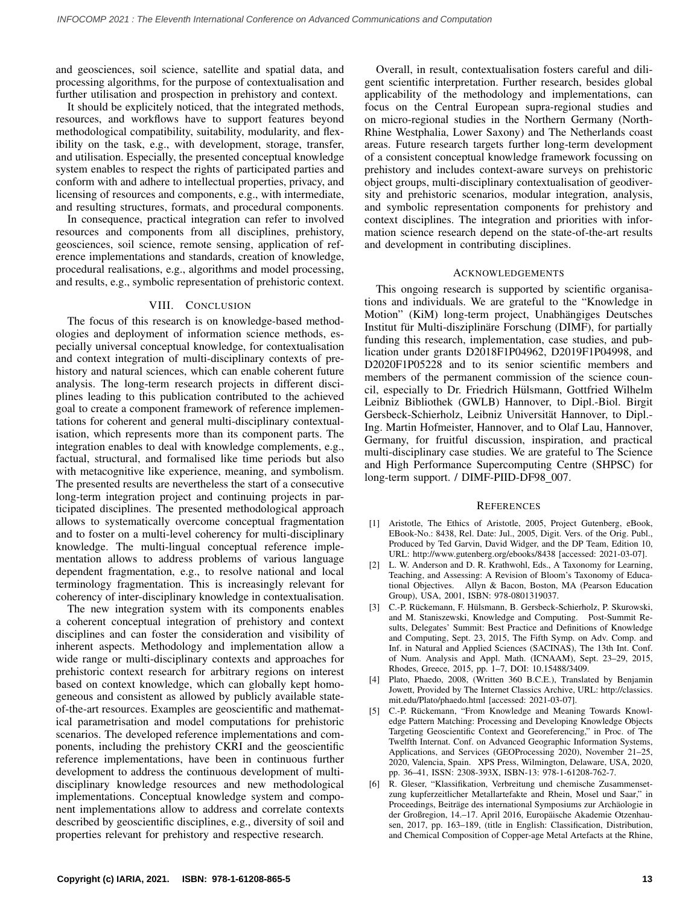and geosciences, soil science, satellite and spatial data, and processing algorithms, for the purpose of contextualisation and further utilisation and prospection in prehistory and context.

It should be explicitely noticed, that the integrated methods, resources, and workflows have to support features beyond methodological compatibility, suitability, modularity, and flexibility on the task, e.g., with development, storage, transfer, and utilisation. Especially, the presented conceptual knowledge system enables to respect the rights of participated parties and conform with and adhere to intellectual properties, privacy, and licensing of resources and components, e.g., with intermediate, and resulting structures, formats, and procedural components.

In consequence, practical integration can refer to involved resources and components from all disciplines, prehistory, geosciences, soil science, remote sensing, application of reference implementations and standards, creation of knowledge, procedural realisations, e.g., algorithms and model processing, and results, e.g., symbolic representation of prehistoric context.

## VIII. Conclusion

The focus of this research is on knowledge-based methodologies and deployment of information science methods, especially universal conceptual knowledge, for contextualisation and context integration of multi-disciplinary contexts of prehistory and natural sciences, which can enable coherent future analysis. The long-term research projects in different disciplines leading to this publication contributed to the achieved goal to create a component framework of reference implementations for coherent and general multi-disciplinary contextualisation, which represents more than its component parts. The integration enables to deal with knowledge complements, e.g., factual, structural, and formalised like time periods but also with metacognitive like experience, meaning, and symbolism. The presented results are nevertheless the start of a consecutive long-term integration project and continuing projects in participated disciplines. The presented methodological approach allows to systematically overcome conceptual fragmentation and to foster on a multi-level coherency for multi-disciplinary knowledge. The multi-lingual conceptual reference implementation allows to address problems of various language dependent fragmentation, e.g., to resolve national and local terminology fragmentation. This is increasingly relevant for coherency of inter-disciplinary knowledge in contextualisation.

The new integration system with its components enables a coherent conceptual integration of prehistory and context disciplines and can foster the consideration and visibility of inherent aspects. Methodology and implementation allow a wide range or multi-disciplinary contexts and approaches for prehistoric context research for arbitrary regions on interest based on context knowledge, which can globally kept homogeneous and consistent as allowed by publicly available state-of-the-art resources. Examples are geoscientific and mathematical parametrisation and model computations for prehistoric scenarios. The developed reference implementations and components, including the prehistory CKRI and the geoscientific reference implementations, have been in continuous further development to address the continuous development of multi-disciplinary knowledge resources and new methodological implementations. Conceptual knowledge system and component implementations allow to address and correlate contexts described by geoscientific disciplines, e.g., diversity of soil and properties relevant for prehistory and respective research.

Overall, in result, contextualisation fosters careful and diligent scientific interpretation. Further research, besides global applicability of the methodology and implementations, can focus on the Central European supra-regional studies and on micro-regional studies in the Northern Germany (North-Rhine Westphalia, Lower Saxony) and The Netherlands coast areas. Future research targets further long-term development of a consistent conceptual knowledge framework focussing on prehistory and includes context-aware surveys on prehistoric object groups, multi-disciplinary contextualisation of geodiversity and prehistoric scenarios, modular integration, analysis, and symbolic representation components for prehistory and context disciplines. The integration and priorities with information science research depend on the state-of-the-art results and development in contributing disciplines.

## Acknowledgements

This ongoing research is supported by scientific organisations and individuals. We are grateful to the "Knowledge in Motion" (KiM) long-term project, Unabhängiges Deutsches Institut für Multi-disziplinäre Forschung (DIMF), for partially funding this research, implementation, case studies, and publication under grants D2018F1P04962, D2019F1P04998, and D2020F1P05228 and to its senior scientific members and members of the permanent commission of the science council, especially to Dr. Friedrich Hülsmann, Gottfried Wilhelm Leibniz Bibliothek (GWLB) Hannover, to Dipl.-Biol. Birgit Gersbeck-Schierholz, Leibniz Universität Hannover, to Dipl.-Ing. Martin Hofmeister, Hannover, and to Olaf Lau, Hannover, Germany, for fruitful discussion, inspiration, and practical multi-disciplinary case studies. We are grateful to The Science and High Performance Supercomputing Centre (SHPSC) for long-term support. / DIMF-PIID-DF98_007.

## References

[1] Aristotle, The Ethics of Aristotle, 2005, Project Gutenberg, eBook, EBook-No.: 8438, Rel. Date: Jul., 2005, Digit. Vers. of the Orig. Publ., Produced by Ted Garvin, David Widger, and the DP Team, Edition 10, URL: http://www.gutenberg.org/ebooks/8438 [accessed: 2021-03-07].

[2] L. W. Anderson and D. R. Krathwohl, Eds., A Taxonomy for Learning, Teaching, and Assessing: A Revision of Bloom's Taxonomy of Educational Objectives. Allyn & Bacon, Boston, MA (Pearson Education Group), USA, 2001, ISBN: 978-0801319037.

[3] C.-P. Rückemann, F. Hülsmann, B. Gersbeck-Schierholz, P. Skurowski, and M. Staniszewski, Knowledge and Computing. Post-Summit Results, Delegates' Summit: Best Practice and Definitions of Knowledge and Computing, Sept. 23, 2015, The Fifth Symp. on Adv. Comp. and Inf. in Natural and Applied Sciences (SACINAS), The 13th Int. Conf. of Num. Analysis and Appl. Math. (ICNAAM), Sept. 23–29, 2015, Rhodes, Greece, 2015, pp. 1–7, DOI: 10.15488/3409.

[4] Plato, Phaedo, 2008, (Written 360 B.C.E.), Translated by Benjamin Jowett, Provided by The Internet Classics Archive, URL: http://classics.mit.edu/Plato/phaedo.html [accessed: 2021-03-07].

[5] C.-P. Rückemann, "From Knowledge and Meaning Towards Knowledge Pattern Matching: Processing and Developing Knowledge Objects Targeting Geoscientific Context and Georeferencing," in Proc. of The Twelfth Internat. Conf. on Advanced Geographic Information Systems, Applications, and Services (GEOProcessing 2020), November 21–25, 2020, Valencia, Spain. XPS Press, Wilmington, Delaware, USA, 2020, pp. 36–41, ISSN: 2308-393X, ISBN-13: 978-1-61208-762-7.

[6] R. Gleser, "Klassifikation, Verbreitung und chemische Zusammensetzung kupferzeitlicher Metallartefakte und Rhein, Mosel und Saar," in Proceedings, Beiträge des international Symposiums zur Archäologie in der Großregion, 14.–17. April 2016, Europäische Akademie Otzenhausen, 2017, pp. 163–189, (title in English: Classification, Distribution, and Chemical Composition of Copper-age Metal Artefacts at the Rhine,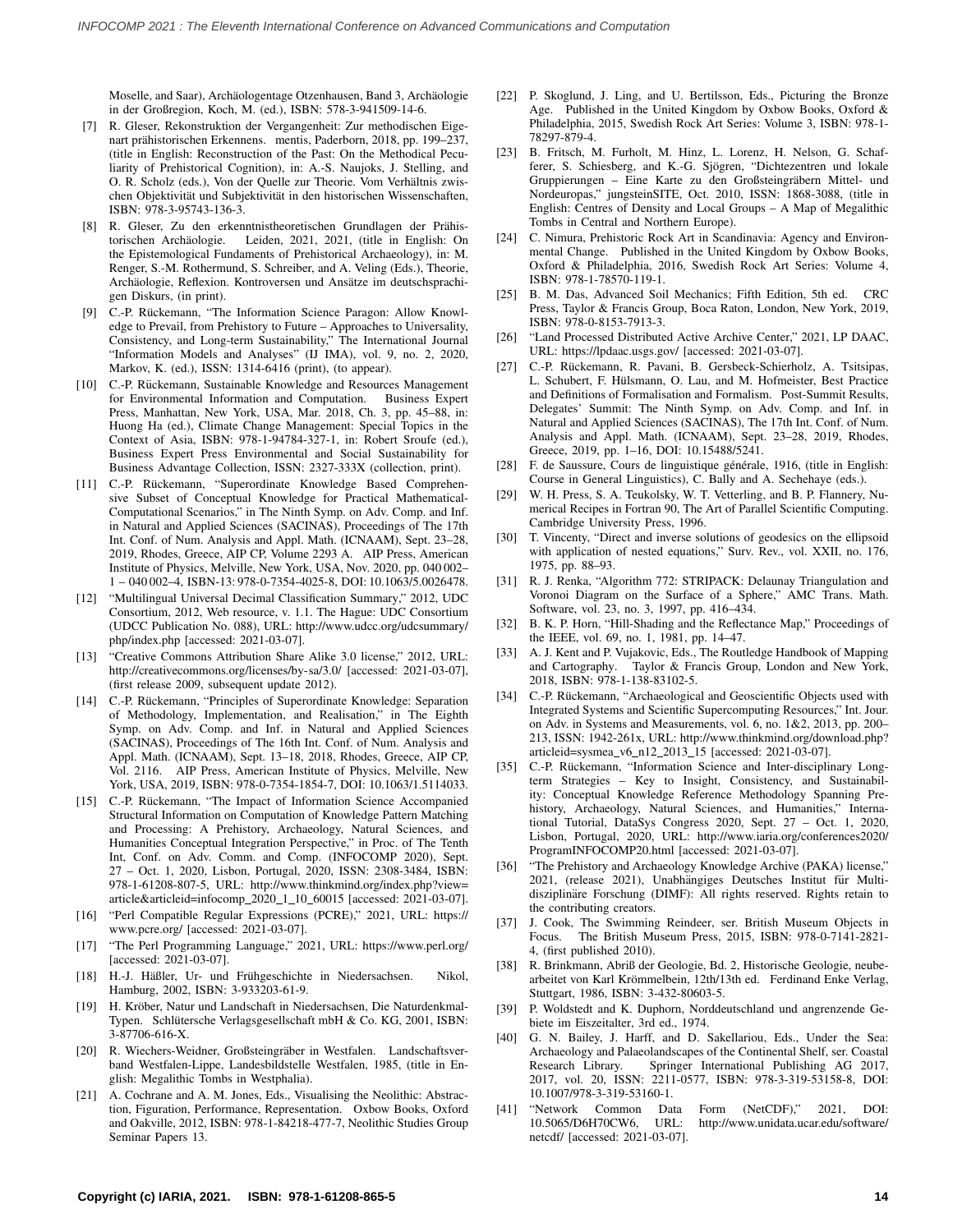Moselle, and Saar), Archäologentage Otzenhausen, Band 3, Archäologie in der Großregion, Koch, M. (ed.), ISBN: 578-3-941509-14-6.

[7] R. Gleser, Rekonstruktion der Vergangenheit: Zur methodischen Eigenart prähistorischen Erkennens. mentis, Paderborn, 2018, pp. 199–237, (title in English: Reconstruction of the Past: On the Methodical Peculiarity of Prehistorical Cognition), in: A.-S. Naujoks, J. Stelling, and O. R. Scholz (eds.), Von der Quelle zur Theorie. Vom Verhältnis zwischen Objektivität und Subjektivität in den historischen Wissenschaften, ISBN: 978-3-95743-136-3.

[8] R. Gleser, Zu den erkenntnistheoretischen Grundlagen der Prähistorischen Archäologie. Leiden, 2021, 2021, (title in English: On the Epistemological Fundaments of Prehistorical Archaeology), in: M. Renger, S.-M. Rothermund, S. Schreiber, and A. Veling (Eds.), Theorie, Archäologie, Reflexion. Kontroversen und Ansätze im deutschsprachigen Diskurs, (in print).

[9] C.-P. Rückemann, "The Information Science Paragon: Allow Knowledge to Prevail, from Prehistory to Future – Approaches to Universality, Consistency, and Long-term Sustainability," The International Journal "Information Models and Analyses" (IJ IMA), vol. 9, no. 2, 2020, Markov, K. (ed.), ISSN: 1314-6416 (print), (to appear).

[10] C.-P. Rückemann, Sustainable Knowledge and Resources Management for Environmental Information and Computation. Business Expert Press, Manhattan, New York, USA, Mar. 2018, Ch. 3, pp. 45–88, in: Huong Ha (ed.), Climate Change Management: Special Topics in the Context of Asia, ISBN: 978-1-94784-327-1, in: Robert Sroufe (ed.), Business Expert Press Environmental and Social Sustainability for Business Advantage Collection, ISSN: 2327-333X (collection, print).

[11] C.-P. Rückemann, "Superordinate Knowledge Based Comprehensive Subset of Conceptual Knowledge for Practical Mathematical-Computational Scenarios," in The Ninth Symp. on Adv. Comp. and Inf. in Natural and Applied Sciences (SACINAS), Proceedings of The 17th Int. Conf. of Num. Analysis and Appl. Math. (ICNAAM), Sept. 23–28, 2019, Rhodes, Greece, AIP CP, Volume 2293 A. AIP Press, American Institute of Physics, Melville, New York, USA, Nov. 2020, pp. 040 002–1 – 040 002–4, ISBN-13: 978-0-7354-4025-8, DOI: 10.1063/5.0026478.

[12] "Multilingual Universal Decimal Classification Summary," 2012, UDC Consortium, 2012, Web resource, v. 1.1. The Hague: UDC Consortium (UDCC Publication No. 088), URL: http://www.udcc.org/udcsummary/php/index.php [accessed: 2021-03-07].

[13] "Creative Commons Attribution Share Alike 3.0 license," 2012, URL: http://creativecommons.org/licenses/by-sa/3.0/ [accessed: 2021-03-07], (first release 2009, subsequent update 2012).

[14] C.-P. Rückemann, "Principles of Superordinate Knowledge: Separation of Methodology, Implementation, and Realisation," in The Eighth Symp. on Adv. Comp. and Inf. in Natural and Applied Sciences (SACINAS), Proceedings of The 16th Int. Conf. of Num. Analysis and Appl. Math. (ICNAAM), Sept. 13–18, 2018, Rhodes, Greece, AIP CP, Vol. 2116. AIP Press, American Institute of Physics, Melville, New York, USA, 2019, ISBN: 978-0-7354-1854-7, DOI: 10.1063/1.5114033.

[15] C.-P. Rückemann, "The Impact of Information Science Accompanied Structural Information on Computation of Knowledge Pattern Matching and Processing: A Prehistory, Archaeology, Natural Sciences, and Humanities Conceptual Integration Perspective," in Proc. of The Tenth Int, Conf. on Adv. Comm. and Comp. (INFOCOMP 2020), Sept. 27 – Oct. 1, 2020, Lisbon, Portugal, 2020, ISSN: 2308-3484, ISBN: 978-1-61208-807-5, URL: http://www.thinkmind.org/index.php?view=article&articleid=infocomp_2020_1_10_60015 [accessed: 2021-03-07].

[16] "Perl Compatible Regular Expressions (PCRE)," 2021, URL: https://www.pcre.org/ [accessed: 2021-03-07].

[17] "The Perl Programming Language," 2021, URL: https://www.perl.org/ [accessed: 2021-03-07].

[18] H.-J. Häßler, Ur- und Frühgeschichte in Niedersachsen. Nikol, Hamburg, 2002, ISBN: 3-933203-61-9.

[19] H. Kröber, Natur und Landschaft in Niedersachsen, Die Naturdenkmal-Typen. Schlütersche Verlagsgesellschaft mbH & Co. KG, 2001, ISBN: 3-87706-616-X.

[20] R. Wiechers-Weidner, Großsteingräber in Westfalen. Landschaftsverband Westfalen-Lippe, Landesbildstelle Westfalen, 1985, (title in English: Megalithic Tombs in Westphalia).

[21] A. Cochrane and A. M. Jones, Eds., Visualising the Neolithic: Abstraction, Figuration, Performance, Representation. Oxbow Books, Oxford and Oakville, 2012, ISBN: 978-1-84218-477-7, Neolithic Studies Group Seminar Papers 13.

[22] P. Skoglund, J. Ling, and U. Bertilsson, Eds., Picturing the Bronze Age. Published in the United Kingdom by Oxbow Books, Oxford & Philadelphia, 2015, Swedish Rock Art Series: Volume 3, ISBN: 978-1-78297-879-4.

[23] B. Fritsch, M. Furholt, M. Hinz, L. Lorenz, H. Nelson, G. Schafferer, S. Schiesberg, and K.-G. Sjögren, "Dichtezentren und lokale Gruppierungen – Eine Karte zu den Großsteingräbern Mittel- und Nordeuropas," jungsteinSITE, Oct. 2010, ISSN: 1868-3088, (title in English: Centres of Density and Local Groups – A Map of Megalithic Tombs in Central and Northern Europe).

[24] C. Nimura, Prehistoric Rock Art in Scandinavia: Agency and Environmental Change. Published in the United Kingdom by Oxbow Books, Oxford & Philadelphia, 2016, Swedish Rock Art Series: Volume 4, ISBN: 978-1-78570-119-1.

[25] B. M. Das, Advanced Soil Mechanics; Fifth Edition, 5th ed. CRC Press, Taylor & Francis Group, Boca Raton, London, New York, 2019, ISBN: 978-0-8153-7913-3.

[26] "Land Processed Distributed Active Archive Center," 2021, LP DAAC, URL: https://lpdaac.usgs.gov/ [accessed: 2021-03-07].

[27] C.-P. Rückemann, R. Pavani, B. Gersbeck-Schierholz, A. Tsitsipas, L. Schubert, F. Hülsmann, O. Lau, and M. Hofmeister, Best Practice and Definitions of Formalisation and Formalism. Post-Summit Results, Delegates' Summit: The Ninth Symp. on Adv. Comp. and Inf. in Natural and Applied Sciences (SACINAS), The 17th Int. Conf. of Num. Analysis and Appl. Math. (ICNAAM), Sept. 23–28, 2019, Rhodes, Greece, 2019, pp. 1–16, DOI: 10.15488/5241.

[28] F. de Saussure, Cours de linguistique générale, 1916, (title in English: Course in General Linguistics), C. Bally and A. Sechehaye (eds.).

[29] W. H. Press, S. A. Teukolsky, W. T. Vetterling, and B. P. Flannery, Numerical Recipes in Fortran 90, The Art of Parallel Scientific Computing. Cambridge University Press, 1996.

[30] T. Vincenty, "Direct and inverse solutions of geodesics on the ellipsoid with application of nested equations," Surv. Rev., vol. XXII, no. 176, 1975, pp. 88–93.

[31] R. J. Renka, "Algorithm 772: STRIPACK: Delaunay Triangulation and Voronoi Diagram on the Surface of a Sphere," AMC Trans. Math. Software, vol. 23, no. 3, 1997, pp. 416–434.

[32] B. K. P. Horn, "Hill-Shading and the Reflectance Map," Proceedings of the IEEE, vol. 69, no. 1, 1981, pp. 14–47.

[33] A. J. Kent and P. Vujakovic, Eds., The Routledge Handbook of Mapping and Cartography. Taylor & Francis Group, London and New York, 2018, ISBN: 978-1-138-83102-5.

[34] C.-P. Rückemann, "Archaeological and Geoscientific Objects used with Integrated Systems and Scientific Supercomputing Resources," Int. Jour. on Adv. in Systems and Measurements, vol. 6, no. 1&2, 2013, pp. 200–213, ISSN: 1942-261x, URL: http://www.thinkmind.org/download.php?articleid=sysmea_v6_n12_2013_15 [accessed: 2021-03-07].

[35] C.-P. Rückemann, "Information Science and Inter-disciplinary Long-term Strategies – Key to Insight, Consistency, and Sustainability: Conceptual Knowledge Reference Methodology Spanning Prehistory, Archaeology, Natural Sciences, and Humanities," International Tutorial, DataSys Congress 2020, Sept. 27 – Oct. 1, 2020, Lisbon, Portugal, 2020, URL: http://www.iaria.org/conferences2020/ProgramINFOCOMP20.html [accessed: 2021-03-07].

[36] "The Prehistory and Archaeology Knowledge Archive (PAKA) license," 2021, (release 2021), Unabhängiges Deutsches Institut für Multidisziplinäre Forschung (DIMF): All rights reserved. Rights retain to the contributing creators.

[37] J. Cook, The Swimming Reindeer, ser. British Museum Objects in Focus. The British Museum Press, 2015, ISBN: 978-0-7141-2821-4, (first published 2010).

[38] R. Brinkmann, Abriß der Geologie, Bd. 2, Historische Geologie, neubearbeitet von Karl Krömmelbein, 12th/13th ed. Ferdinand Enke Verlag, Stuttgart, 1986, ISBN: 3-432-80603-5.

[39] P. Woldstedt and K. Duphorn, Norddeutschland und angrenzende Gebiete im Eiszeitalter, 3rd ed., 1974.

[40] G. N. Bailey, J. Harff, and D. Sakellariou, Eds., Under the Sea: Archaeology and Palaeolandscapes of the Continental Shelf, ser. Coastal Research Library. Springer International Publishing AG 2017, 2017, vol. 20, ISSN: 2211-0577, ISBN: 978-3-319-53158-8, DOI: 10.1007/978-3-319-53160-1.

[41] "Network Common Data Form (NetCDF)," 2021, DOI: 10.5065/D6H70CW6, URL: http://www.unidata.ucar.edu/software/netcdf/ [accessed: 2021-03-07].